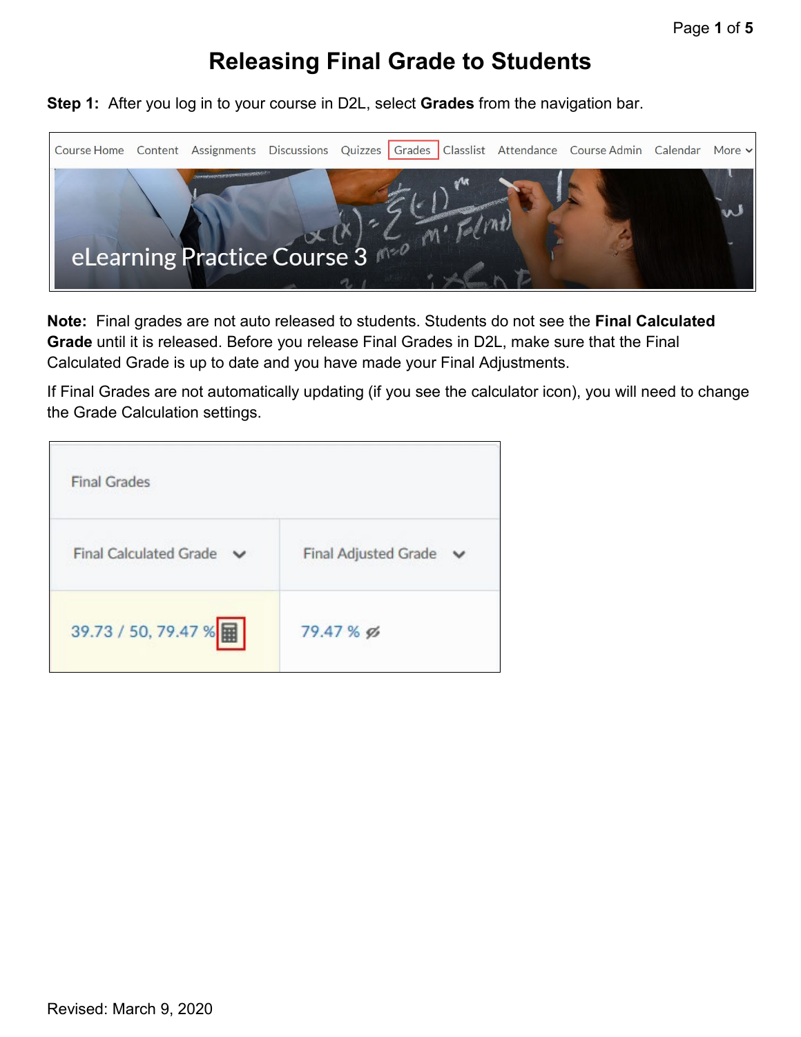# Releasing Final Grade to Students

**Step 1:** After you log in to your course in D2L, select **Grades** from the navigation bar.

**Note:** Final grades are not auto released to students. Students do not see the **Final Calculated Grade** until it is released. Before you release Final Grades in D2L, make sure that the Final Calculated Grade is up to date and you have made your Final Adjustments.

If Final Grades are not automatically updating (if you see the calculator icon), you will need to change the Grade Calculation settings.

Revised: March 9, 2020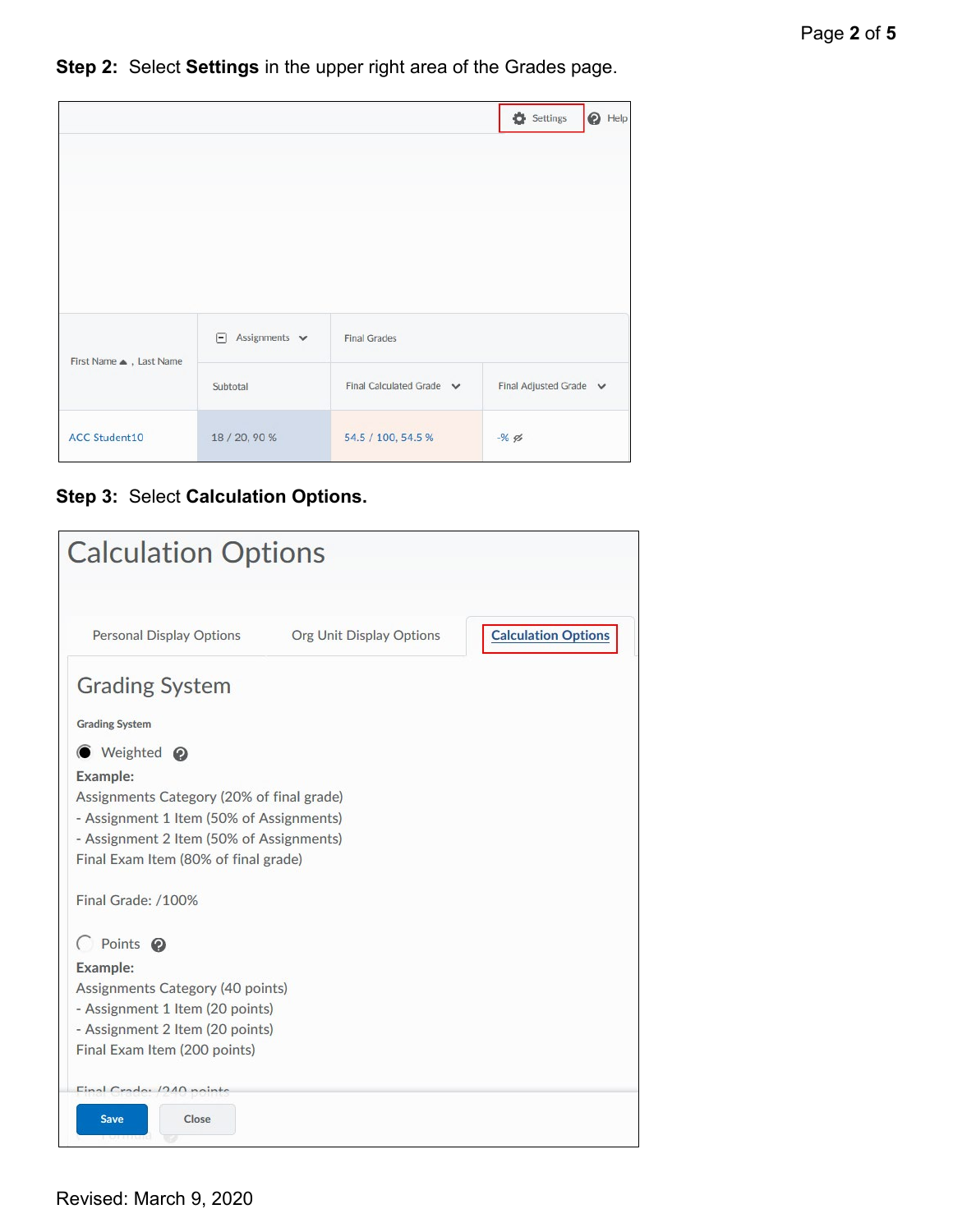**Step 2:** Select **Settings** in the upper right area of the Grades page.

Settings | Help

| First Name ▲ , Last Name | Assignments | Final Grades | |
|---|---|---|---|
| | Subtotal | Final Calculated Grade | Final Adjusted Grade |
| ACC Student10 | 18 / 20, 90 % | 54.5 / 100, 54.5 % | -% |

**Step 3:** Select **Calculation Options.**

# Calculation Options

Personal Display Options | Org Unit Display Options | Calculation Options

## Grading System

**Grading System**

- Weighted

**Example:**
Assignments Category (20% of final grade)
- Assignment 1 Item (50% of Assignments)
- Assignment 2 Item (50% of Assignments)
Final Exam Item (80% of final grade)

Final Grade: /100%

- Points

**Example:**
Assignments Category (40 points)
- Assignment 1 Item (20 points)
- Assignment 2 Item (20 points)
Final Exam Item (200 points)

Final Grade: /240 points

Save | Close

Revised: March 9, 2020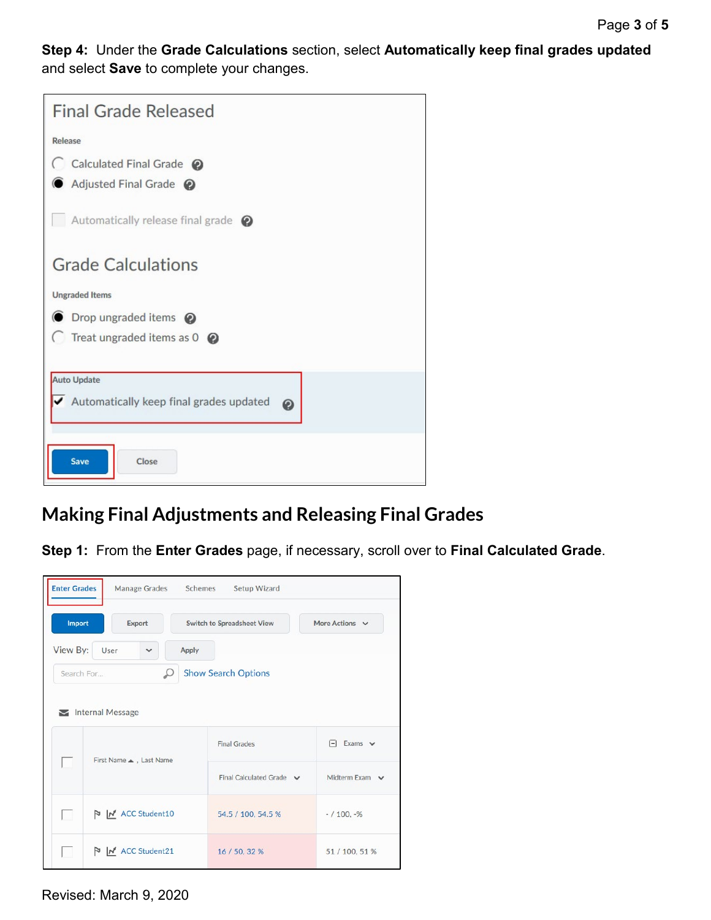**Step 4:** Under the **Grade Calculations** section, select **Automatically keep final grades updated** and select **Save** to complete your changes.

## Making Final Adjustments and Releasing Final Grades

**Step 1:** From the **Enter Grades** page, if necessary, scroll over to **Final Calculated Grade**.

Revised: March 9, 2020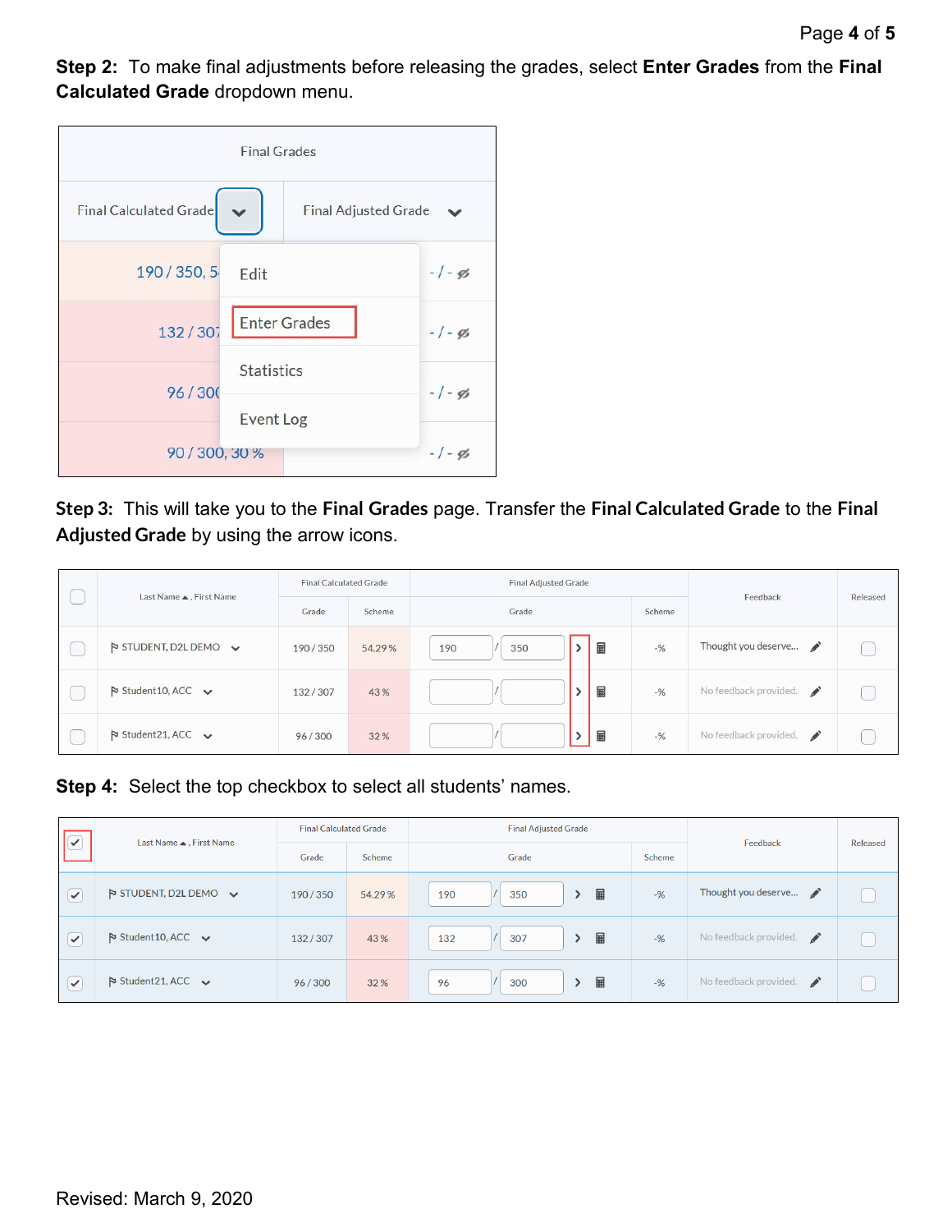**Step 2:** To make final adjustments before releasing the grades, select **Enter Grades** from the **Final Calculated Grade** dropdown menu.

**Step 3:** This will take you to the **Final Grades** page. Transfer the **Final Calculated Grade** to the **Final Adjusted Grade** by using the arrow icons.

**Step 4:** Select the top checkbox to select all students' names.

Revised: March 9, 2020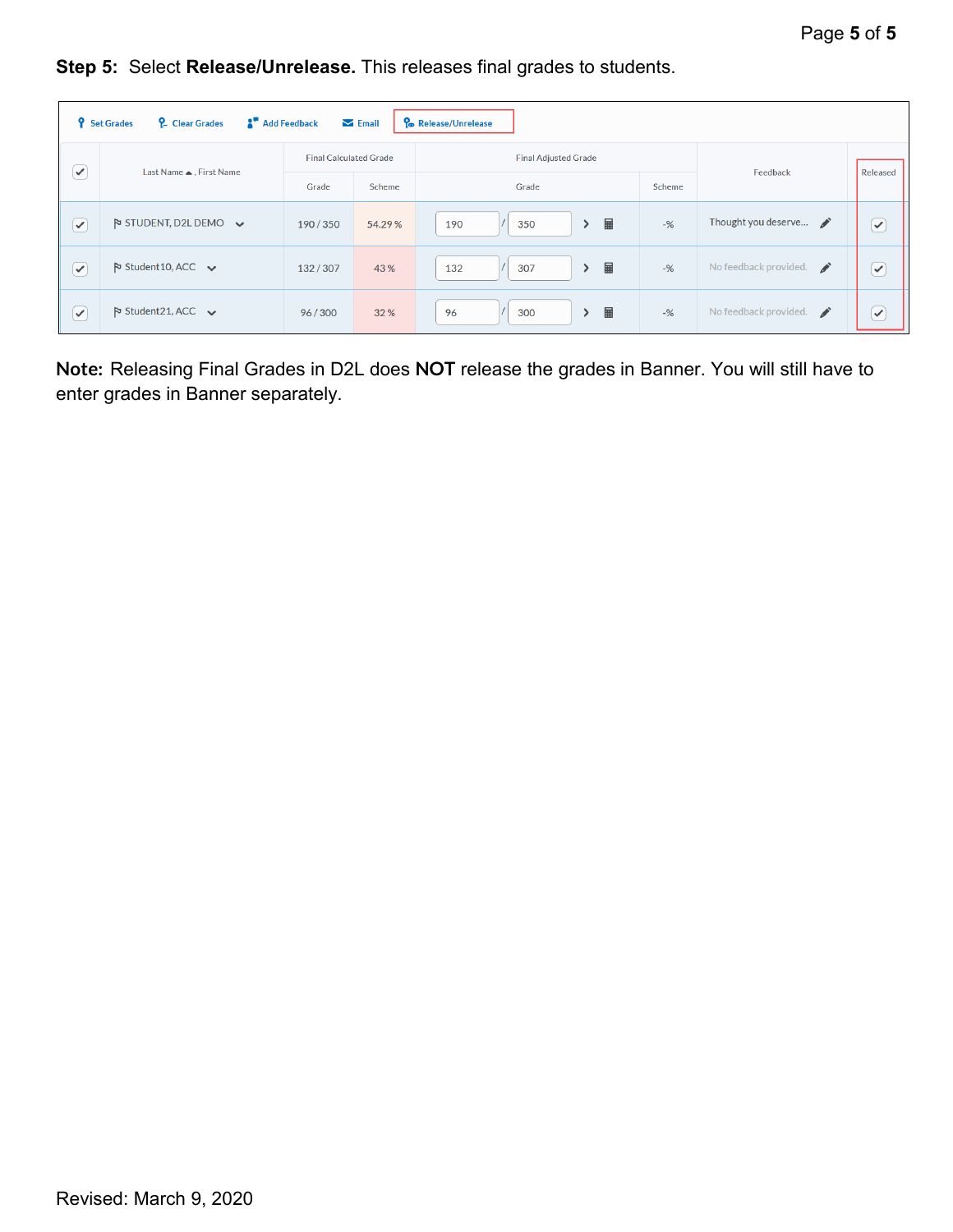**Step 5:** Select **Release/Unrelease.** This releases final grades to students.

| | | | | | |
|---|---|---|---|---|---|
| Set Grades | Clear Grades | Add Feedback | Email | Release/Unrelease | |

| ✓ | Last Name ▲, First Name | Final Calculated Grade | | Final Adjusted Grade | | Feedback | Released |
|---|---|---|---|---|---|---|---|
| | | Grade | Scheme | Grade | Scheme | | |
| ✓ | STUDENT, D2L DEMO | 190 / 350 | 54.29 % | 190 / 350 | -% | Thought you deserve... | ✓ |
| ✓ | Student10, ACC | 132 / 307 | 43 % | 132 / 307 | -% | No feedback provided. | ✓ |
| ✓ | Student21, ACC | 96 / 300 | 32 % | 96 / 300 | -% | No feedback provided. | ✓ |

**Note:** Releasing Final Grades in D2L does **NOT** release the grades in Banner. You will still have to enter grades in Banner separately.

Revised: March 9, 2020